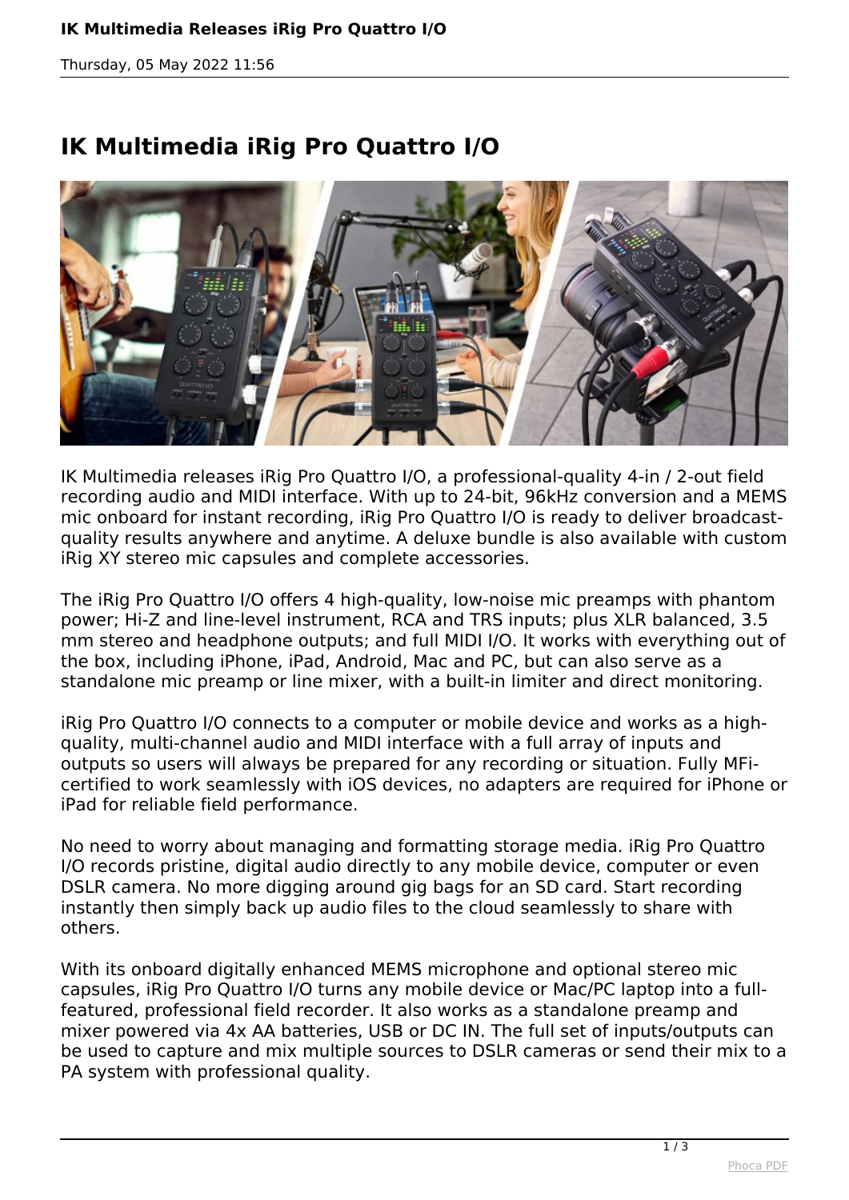# IK Multimedia iRig Pro Quattro I/O

IK Multimedia releases iRig Pro Quattro I/O, a professional-quality 4-in / 2-out field recording audio and MIDI interface. With up to 24-bit, 96kHz conversion and a MEMS mic onboard for instant recording, iRig Pro Quattro I/O is ready to deliver broadcast-quality results anywhere and anytime. A deluxe bundle is also available with custom iRig XY stereo mic capsules and complete accessories.

The iRig Pro Quattro I/O offers 4 high-quality, low-noise mic preamps with phantom power; Hi-Z and line-level instrument, RCA and TRS inputs; plus XLR balanced, 3.5 mm stereo and headphone outputs; and full MIDI I/O. It works with everything out of the box, including iPhone, iPad, Android, Mac and PC, but can also serve as a standalone mic preamp or line mixer, with a built-in limiter and direct monitoring.

iRig Pro Quattro I/O connects to a computer or mobile device and works as a high-quality, multi-channel audio and MIDI interface with a full array of inputs and outputs so users will always be prepared for any recording or situation. Fully MFi-certified to work seamlessly with iOS devices, no adapters are required for iPhone or iPad for reliable field performance.

No need to worry about managing and formatting storage media. iRig Pro Quattro I/O records pristine, digital audio directly to any mobile device, computer or even DSLR camera. No more digging around gig bags for an SD card. Start recording instantly then simply back up audio files to the cloud seamlessly to share with others.

With its onboard digitally enhanced MEMS microphone and optional stereo mic capsules, iRig Pro Quattro I/O turns any mobile device or Mac/PC laptop into a full-featured, professional field recorder. It also works as a standalone preamp and mixer powered via 4x AA batteries, USB or DC IN. The full set of inputs/outputs can be used to capture and mix multiple sources to DSLR cameras or send their mix to a PA system with professional quality.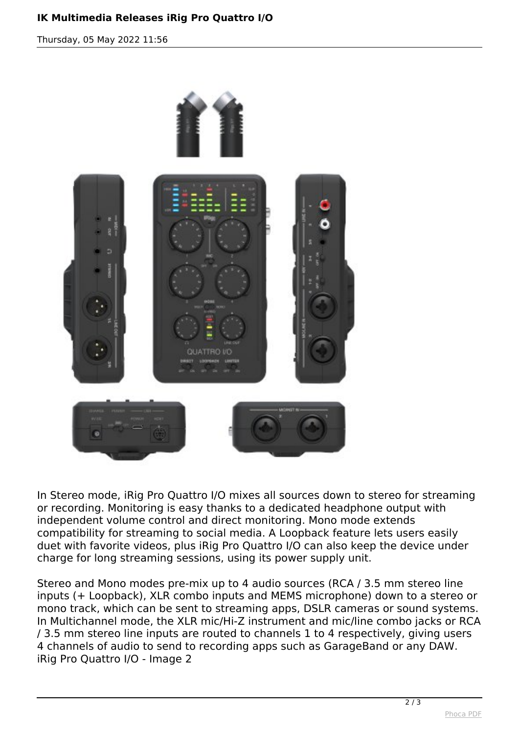In Stereo mode, iRig Pro Quattro I/O mixes all sources down to stereo for streaming or recording. Monitoring is easy thanks to a dedicated headphone output with independent volume control and direct monitoring. Mono mode extends compatibility for streaming to social media. A Loopback feature lets users easily duet with favorite videos, plus iRig Pro Quattro I/O can also keep the device under charge for long streaming sessions, using its power supply unit.

Stereo and Mono modes pre-mix up to 4 audio sources (RCA / 3.5 mm stereo line inputs (+ Loopback), XLR combo inputs and MEMS microphone) down to a stereo or mono track, which can be sent to streaming apps, DSLR cameras or sound systems. In Multichannel mode, the XLR mic/Hi-Z instrument and mic/line combo jacks or RCA / 3.5 mm stereo line inputs are routed to channels 1 to 4 respectively, giving users 4 channels of audio to send to recording apps such as GarageBand or any DAW.
iRig Pro Quattro I/O - Image 2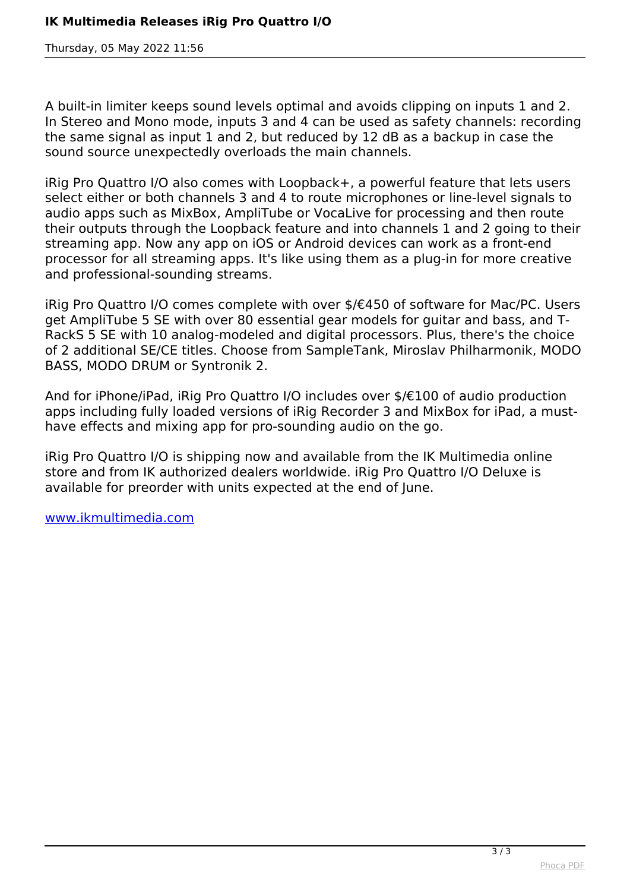A built-in limiter keeps sound levels optimal and avoids clipping on inputs 1 and 2. In Stereo and Mono mode, inputs 3 and 4 can be used as safety channels: recording the same signal as input 1 and 2, but reduced by 12 dB as a backup in case the sound source unexpectedly overloads the main channels.

iRig Pro Quattro I/O also comes with Loopback+, a powerful feature that lets users select either or both channels 3 and 4 to route microphones or line-level signals to audio apps such as MixBox, AmpliTube or VocaLive for processing and then route their outputs through the Loopback feature and into channels 1 and 2 going to their streaming app. Now any app on iOS or Android devices can work as a front-end processor for all streaming apps. It's like using them as a plug-in for more creative and professional-sounding streams.

iRig Pro Quattro I/O comes complete with over $/€450 of software for Mac/PC. Users get AmpliTube 5 SE with over 80 essential gear models for guitar and bass, and T-RackS 5 SE with 10 analog-modeled and digital processors. Plus, there's the choice of 2 additional SE/CE titles. Choose from SampleTank, Miroslav Philharmonik, MODO BASS, MODO DRUM or Syntronik 2.

And for iPhone/iPad, iRig Pro Quattro I/O includes over $/€100 of audio production apps including fully loaded versions of iRig Recorder 3 and MixBox for iPad, a must-have effects and mixing app for pro-sounding audio on the go.

iRig Pro Quattro I/O is shipping now and available from the IK Multimedia online store and from IK authorized dealers worldwide. iRig Pro Quattro I/O Deluxe is available for preorder with units expected at the end of June.

www.ikmultimedia.com